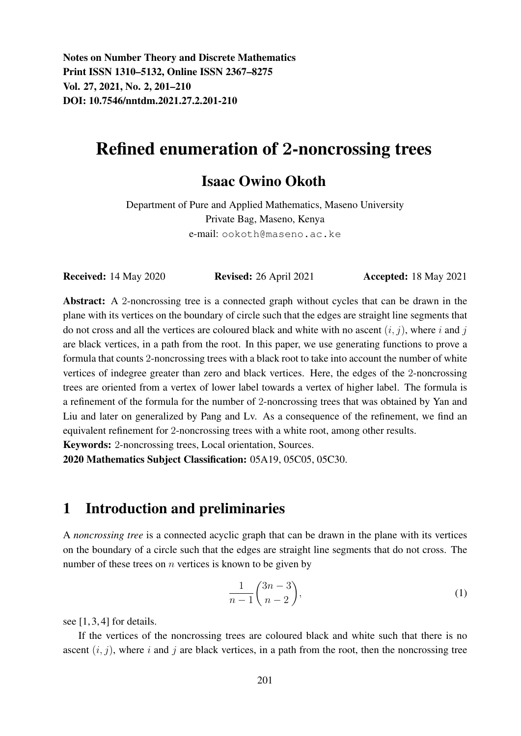**Notes on Number Theory and Discrete Mathematics**
**Print ISSN 1310–5132, Online ISSN 2367–8275**
**Vol. 27, 2021, No. 2, 201–210**
**DOI: 10.7546/nntdm.2021.27.2.201-210**

# Refined enumeration of 2-noncrossing trees

## Isaac Owino Okoth

Department of Pure and Applied Mathematics, Maseno University
Private Bag, Maseno, Kenya
e-mail: ookoth@maseno.ac.ke

**Received:** 14 May 2020 **Revised:** 26 April 2021 **Accepted:** 18 May 2021

**Abstract:** A 2-noncrossing tree is a connected graph without cycles that can be drawn in the plane with its vertices on the boundary of circle such that the edges are straight line segments that do not cross and all the vertices are coloured black and white with no ascent $(i, j)$, where $i$ and $j$ are black vertices, in a path from the root. In this paper, we use generating functions to prove a formula that counts 2-noncrossing trees with a black root to take into account the number of white vertices of indegree greater than zero and black vertices. Here, the edges of the 2-noncrossing trees are oriented from a vertex of lower label towards a vertex of higher label. The formula is a refinement of the formula for the number of 2-noncrossing trees that was obtained by Yan and Liu and later on generalized by Pang and Lv. As a consequence of the refinement, we find an equivalent refinement for 2-noncrossing trees with a white root, among other results.

**Keywords:** 2-noncrossing trees, Local orientation, Sources.

**2020 Mathematics Subject Classification:** 05A19, 05C05, 05C30.

## 1 Introduction and preliminaries

A *noncrossing tree* is a connected acyclic graph that can be drawn in the plane with its vertices on the boundary of a circle such that the edges are straight line segments that do not cross. The number of these trees on $n$ vertices is known to be given by

$$\frac{1}{n-1}\binom{3n-3}{n-2}, \tag{1}$$

see [1, 3, 4] for details.

If the vertices of the noncrossing trees are coloured black and white such that there is no ascent $(i, j)$, where $i$ and $j$ are black vertices, in a path from the root, then the noncrossing tree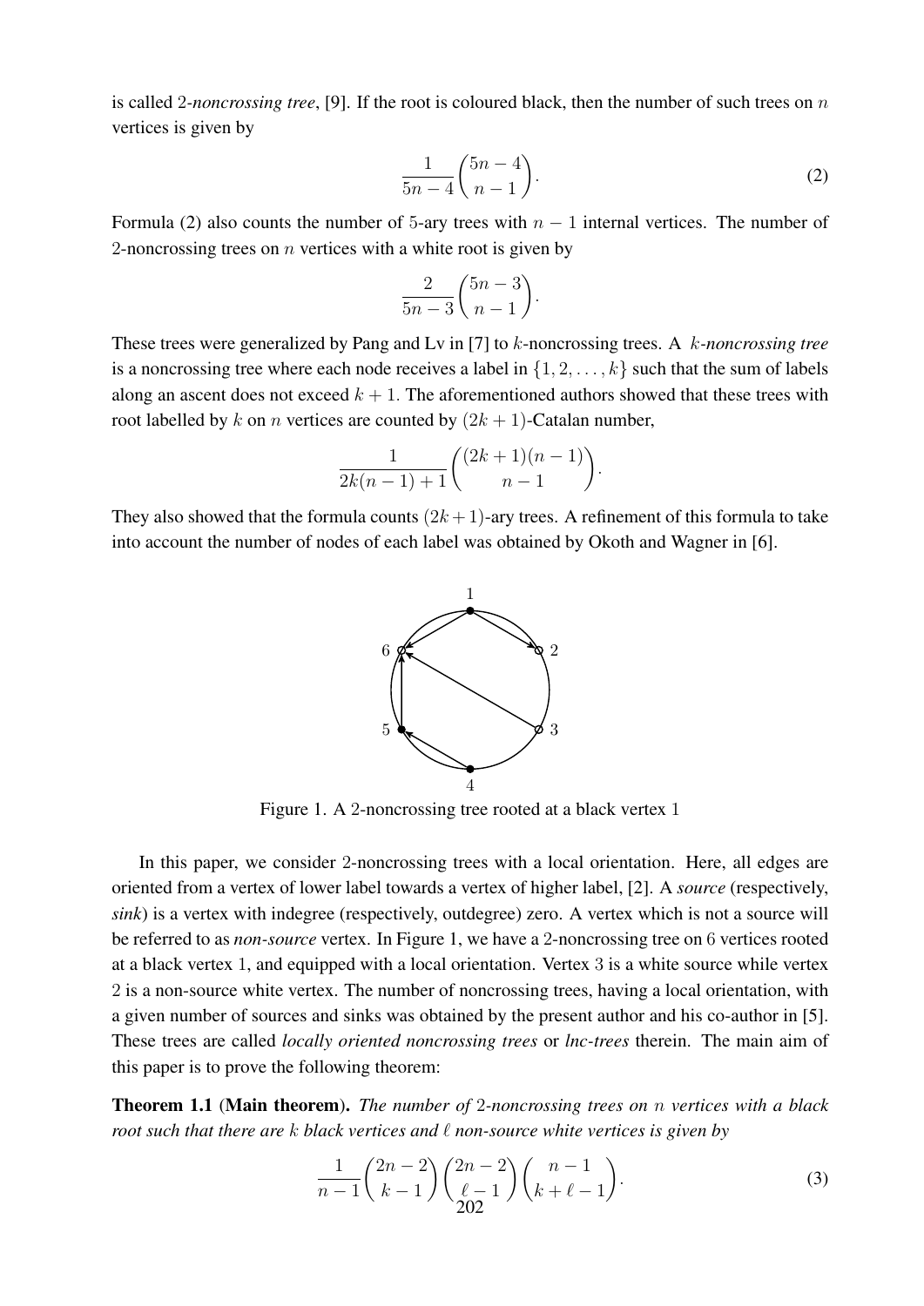is called 2-*noncrossing tree*, [9]. If the root is coloured black, then the number of such trees on $n$ vertices is given by

$$\frac{1}{5n-4}\binom{5n-4}{n-1}. \tag{2}$$

Formula (2) also counts the number of 5-ary trees with $n-1$ internal vertices. The number of 2-noncrossing trees on $n$ vertices with a white root is given by

$$\frac{2}{5n-3}\binom{5n-3}{n-1}.$$

These trees were generalized by Pang and Lv in [7] to $k$-noncrossing trees. A $k$-*noncrossing tree* is a noncrossing tree where each node receives a label in $\{1, 2, \ldots, k\}$ such that the sum of labels along an ascent does not exceed $k+1$. The aforementioned authors showed that these trees with root labelled by $k$ on $n$ vertices are counted by $(2k+1)$-Catalan number,

$$\frac{1}{2k(n-1)+1}\binom{(2k+1)(n-1)}{n-1}.$$

They also showed that the formula counts $(2k+1)$-ary trees. A refinement of this formula to take into account the number of nodes of each label was obtained by Okoth and Wagner in [6].

Figure 1. A 2-noncrossing tree rooted at a black vertex 1

In this paper, we consider 2-noncrossing trees with a local orientation. Here, all edges are oriented from a vertex of lower label towards a vertex of higher label, [2]. A *source* (respectively, *sink*) is a vertex with indegree (respectively, outdegree) zero. A vertex which is not a source will be referred to as *non-source* vertex. In Figure 1, we have a 2-noncrossing tree on 6 vertices rooted at a black vertex 1, and equipped with a local orientation. Vertex 3 is a white source while vertex 2 is a non-source white vertex. The number of noncrossing trees, having a local orientation, with a given number of sources and sinks was obtained by the present author and his co-author in [5]. These trees are called *locally oriented noncrossing trees* or *lnc-trees* therein. The main aim of this paper is to prove the following theorem:

**Theorem 1.1** (**Main theorem**). *The number of* 2*-noncrossing trees on* $n$ *vertices with a black root such that there are* $k$ *black vertices and* $\ell$ *non-source white vertices is given by*

$$\frac{1}{n-1}\binom{2n-2}{k-1}\binom{2n-2}{\ell-1}\binom{n-1}{k+\ell-1}. \tag{3}$$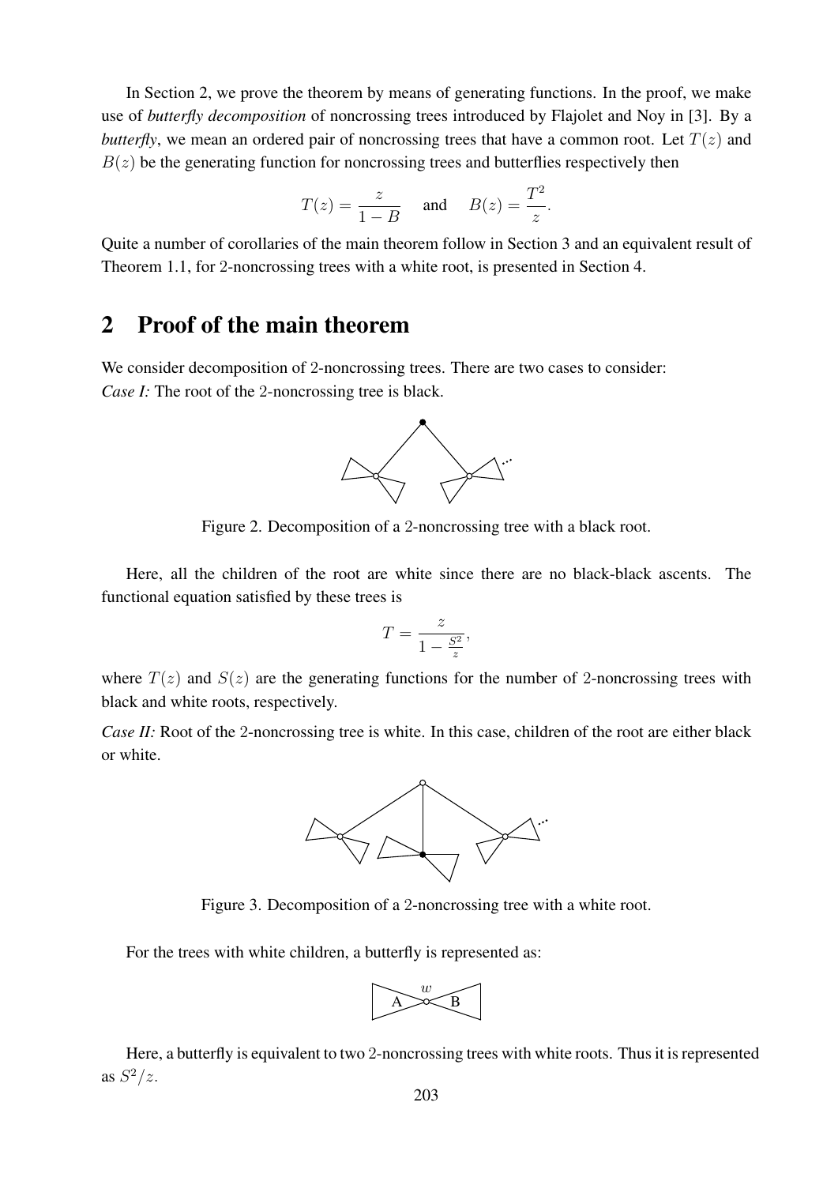In Section 2, we prove the theorem by means of generating functions. In the proof, we make use of *butterfly decomposition* of noncrossing trees introduced by Flajolet and Noy in [3]. By a *butterfly*, we mean an ordered pair of noncrossing trees that have a common root. Let $T(z)$ and $B(z)$ be the generating function for noncrossing trees and butterflies respectively then

$$T(z) = \frac{z}{1-B} \quad \text{and} \quad B(z) = \frac{T^2}{z}.$$

Quite a number of corollaries of the main theorem follow in Section 3 and an equivalent result of Theorem 1.1, for 2-noncrossing trees with a white root, is presented in Section 4.

## 2 Proof of the main theorem

We consider decomposition of 2-noncrossing trees. There are two cases to consider:
*Case I:* The root of the 2-noncrossing tree is black.

Figure 2. Decomposition of a 2-noncrossing tree with a black root.

Here, all the children of the root are white since there are no black-black ascents. The functional equation satisfied by these trees is

$$T = \frac{z}{1 - \frac{S^2}{z}},$$

where $T(z)$ and $S(z)$ are the generating functions for the number of 2-noncrossing trees with black and white roots, respectively.

*Case II:* Root of the 2-noncrossing tree is white. In this case, children of the root are either black or white.

Figure 3. Decomposition of a 2-noncrossing tree with a white root.

For the trees with white children, a butterfly is represented as:

Here, a butterfly is equivalent to two 2-noncrossing trees with white roots. Thus it is represented as $S^2/z$.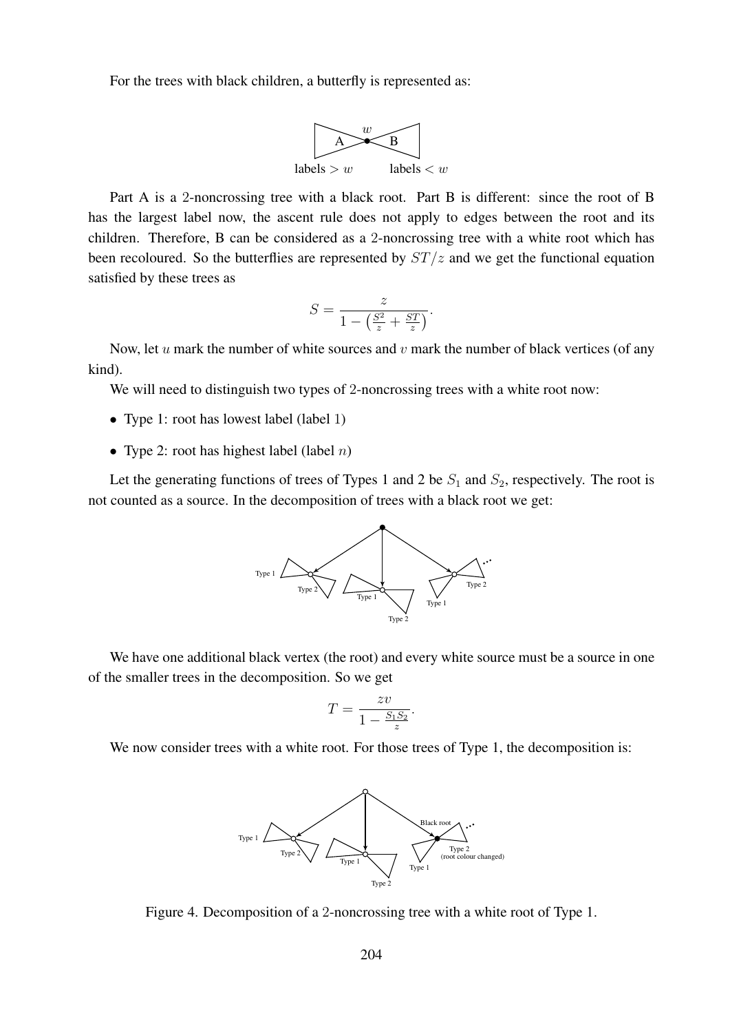For the trees with black children, a butterfly is represented as:

Part A is a 2-noncrossing tree with a black root. Part B is different: since the root of B has the largest label now, the ascent rule does not apply to edges between the root and its children. Therefore, B can be considered as a 2-noncrossing tree with a white root which has been recoloured. So the butterflies are represented by $ST/z$ and we get the functional equation satisfied by these trees as

$$S = \frac{z}{1 - \left(\frac{S^2}{z} + \frac{ST}{z}\right)}.$$

Now, let $u$ mark the number of white sources and $v$ mark the number of black vertices (of any kind).

We will need to distinguish two types of 2-noncrossing trees with a white root now:

- Type 1: root has lowest label (label 1)
- Type 2: root has highest label (label $n$)

Let the generating functions of trees of Types 1 and 2 be $S_1$ and $S_2$, respectively. The root is not counted as a source. In the decomposition of trees with a black root we get:

We have one additional black vertex (the root) and every white source must be a source in one of the smaller trees in the decomposition. So we get

$$T = \frac{zv}{1 - \frac{S_1 S_2}{z}}.$$

We now consider trees with a white root. For those trees of Type 1, the decomposition is:

Figure 4. Decomposition of a 2-noncrossing tree with a white root of Type 1.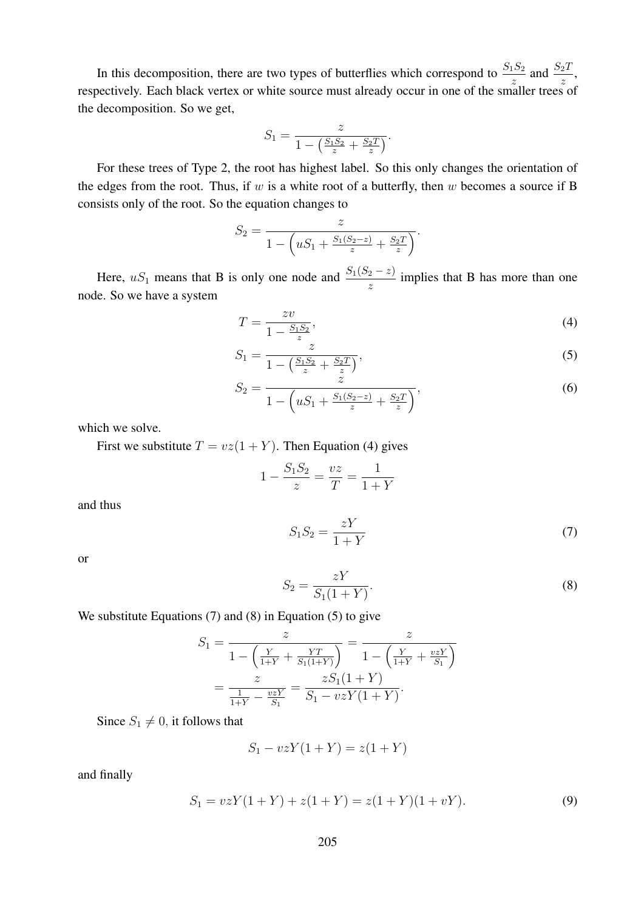In this decomposition, there are two types of butterflies which correspond to $\frac{S_1 S_2}{z}$ and $\frac{S_2 T}{z}$, respectively. Each black vertex or white source must already occur in one of the smaller trees of the decomposition. So we get,

$$S_1 = \frac{z}{1 - \left(\frac{S_1 S_2}{z} + \frac{S_2 T}{z}\right)}.$$

For these trees of Type 2, the root has highest label. So this only changes the orientation of the edges from the root. Thus, if $w$ is a white root of a butterfly, then $w$ becomes a source if B consists only of the root. So the equation changes to

$$S_2 = \frac{z}{1 - \left(uS_1 + \frac{S_1(S_2 - z)}{z} + \frac{S_2 T}{z}\right)}.$$

Here, $uS_1$ means that B is only one node and $\frac{S_1(S_2 - z)}{z}$ implies that B has more than one node. So we have a system

$$T = \frac{zv}{1 - \frac{S_1 S_2}{z}}, \tag{4}$$

$$S_1 = \frac{z}{1 - \left(\frac{S_1 S_2}{z} + \frac{S_2 T}{z}\right)}, \tag{5}$$

$$S_2 = \frac{z}{1 - \left(uS_1 + \frac{S_1(S_2 - z)}{z} + \frac{S_2 T}{z}\right)}, \tag{6}$$

which we solve.

First we substitute $T = vz(1 + Y)$. Then Equation (4) gives

$$1 - \frac{S_1 S_2}{z} = \frac{vz}{T} = \frac{1}{1 + Y}$$

and thus

$$S_1 S_2 = \frac{zY}{1 + Y} \tag{7}$$

or

$$S_2 = \frac{zY}{S_1(1 + Y)}. \tag{8}$$

We substitute Equations (7) and (8) in Equation (5) to give

$$S_1 = \frac{z}{1 - \left(\frac{Y}{1+Y} + \frac{YT}{S_1(1+Y)}\right)} = \frac{z}{1 - \left(\frac{Y}{1+Y} + \frac{vzY}{S_1}\right)}$$
$$= \frac{z}{\frac{1}{1+Y} - \frac{vzY}{S_1}} = \frac{zS_1(1 + Y)}{S_1 - vzY(1 + Y)}.$$

Since $S_1 \neq 0$, it follows that

$$S_1 - vzY(1 + Y) = z(1 + Y)$$

and finally

$$S_1 = vzY(1 + Y) + z(1 + Y) = z(1 + Y)(1 + vY). \tag{9}$$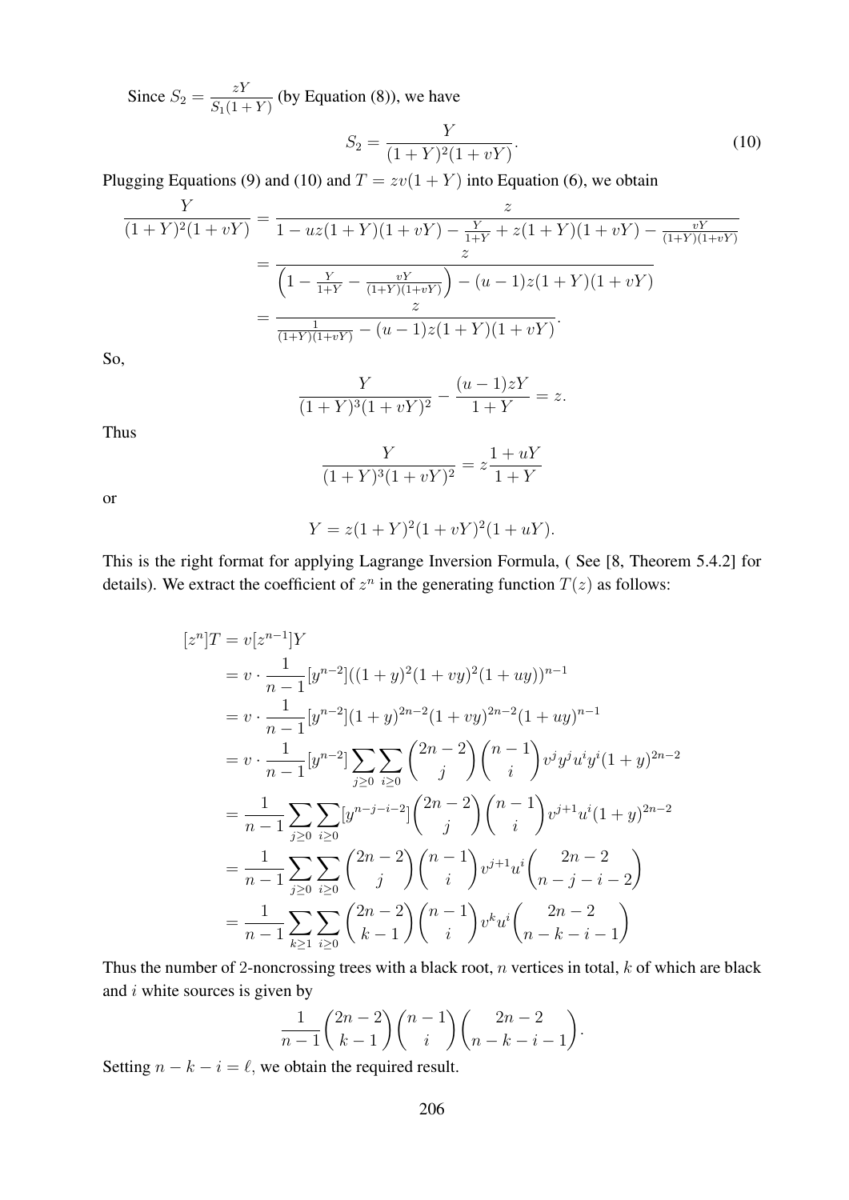Since $S_2 = \frac{zY}{S_1(1+Y)}$ (by Equation (8)), we have

$$S_2 = \frac{Y}{(1+Y)^2(1+vY)}. \tag{10}$$

Plugging Equations (9) and (10) and $T = zv(1+Y)$ into Equation (6), we obtain

$$\begin{aligned}
\frac{Y}{(1+Y)^2(1+vY)} &= \frac{z}{1 - uz(1+Y)(1+vY) - \frac{Y}{1+Y} + z(1+Y)(1+vY) - \frac{vY}{(1+Y)(1+vY)}} \\
&= \frac{z}{\left(1 - \frac{Y}{1+Y} - \frac{vY}{(1+Y)(1+vY)}\right) - (u-1)z(1+Y)(1+vY)} \\
&= \frac{z}{\frac{1}{(1+Y)(1+vY)} - (u-1)z(1+Y)(1+vY)}.
\end{aligned}$$

So,

$$\frac{Y}{(1+Y)^3(1+vY)^2} - \frac{(u-1)zY}{1+Y} = z.$$

Thus

$$\frac{Y}{(1+Y)^3(1+vY)^2} = z\frac{1+uY}{1+Y}$$

or

$$Y = z(1+Y)^2(1+vY)^2(1+uY).$$

This is the right format for applying Lagrange Inversion Formula, ( See [8, Theorem 5.4.2] for details). We extract the coefficient of $z^n$ in the generating function $T(z)$ as follows:

$$\begin{aligned}
[z^n]T &= v[z^{n-1}]Y \\
&= v \cdot \frac{1}{n-1}[y^{n-2}]((1+y)^2(1+vy)^2(1+uy))^{n-1} \\
&= v \cdot \frac{1}{n-1}[y^{n-2}](1+y)^{2n-2}(1+vy)^{2n-2}(1+uy)^{n-1} \\
&= v \cdot \frac{1}{n-1}[y^{n-2}]\sum_{j\geq 0}\sum_{i\geq 0}\binom{2n-2}{j}\binom{n-1}{i}v^j y^j u^i y^i (1+y)^{2n-2} \\
&= \frac{1}{n-1}\sum_{j\geq 0}\sum_{i\geq 0}[y^{n-j-i-2}]\binom{2n-2}{j}\binom{n-1}{i}v^{j+1}u^i(1+y)^{2n-2} \\
&= \frac{1}{n-1}\sum_{j\geq 0}\sum_{i\geq 0}\binom{2n-2}{j}\binom{n-1}{i}v^{j+1}u^i\binom{2n-2}{n-j-i-2} \\
&= \frac{1}{n-1}\sum_{k\geq 1}\sum_{i\geq 0}\binom{2n-2}{k-1}\binom{n-1}{i}v^k u^i\binom{2n-2}{n-k-i-1}
\end{aligned}$$

Thus the number of 2-noncrossing trees with a black root, $n$ vertices in total, $k$ of which are black and $i$ white sources is given by

$$\frac{1}{n-1}\binom{2n-2}{k-1}\binom{n-1}{i}\binom{2n-2}{n-k-i-1}.$$

Setting $n-k-i = \ell$, we obtain the required result.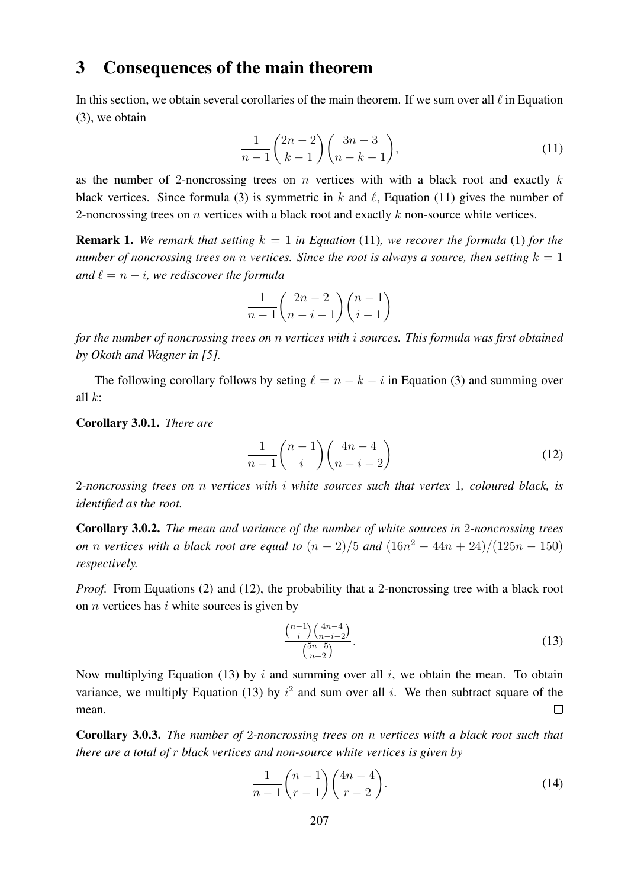# 3 Consequences of the main theorem

In this section, we obtain several corollaries of the main theorem. If we sum over all $\ell$ in Equation (3), we obtain

$$\frac{1}{n-1}\binom{2n-2}{k-1}\binom{3n-3}{n-k-1}, \tag{11}$$

as the number of 2-noncrossing trees on $n$ vertices with with a black root and exactly $k$ black vertices. Since formula (3) is symmetric in $k$ and $\ell$, Equation (11) gives the number of 2-noncrossing trees on $n$ vertices with a black root and exactly $k$ non-source white vertices.

**Remark 1.** *We remark that setting $k = 1$ in Equation* (11)*, we recover the formula* (1) *for the number of noncrossing trees on $n$ vertices. Since the root is always a source, then setting $k = 1$ and $\ell = n - i$, we rediscover the formula*

$$\frac{1}{n-1}\binom{2n-2}{n-i-1}\binom{n-1}{i-1}$$

*for the number of noncrossing trees on $n$ vertices with $i$ sources. This formula was first obtained by Okoth and Wagner in [5].*

The following corollary follows by seting $\ell = n - k - i$ in Equation (3) and summing over all $k$:

**Corollary 3.0.1.** *There are*

$$\frac{1}{n-1}\binom{n-1}{i}\binom{4n-4}{n-i-2} \tag{12}$$

*2-noncrossing trees on $n$ vertices with $i$ white sources such that vertex 1, coloured black, is identified as the root.*

**Corollary 3.0.2.** *The mean and variance of the number of white sources in 2-noncrossing trees on $n$ vertices with a black root are equal to $(n-2)/5$ and $(16n^2 - 44n + 24)/(125n - 150)$ respectively.*

*Proof.* From Equations (2) and (12), the probability that a 2-noncrossing tree with a black root on $n$ vertices has $i$ white sources is given by

$$\frac{\binom{n-1}{i}\binom{4n-4}{n-i-2}}{\binom{5n-5}{n-2}}. \tag{13}$$

Now multiplying Equation (13) by $i$ and summing over all $i$, we obtain the mean. To obtain variance, we multiply Equation (13) by $i^2$ and sum over all $i$. We then subtract square of the mean. □

**Corollary 3.0.3.** *The number of 2-noncrossing trees on $n$ vertices with a black root such that there are a total of $r$ black vertices and non-source white vertices is given by*

$$\frac{1}{n-1}\binom{n-1}{r-1}\binom{4n-4}{r-2}. \tag{14}$$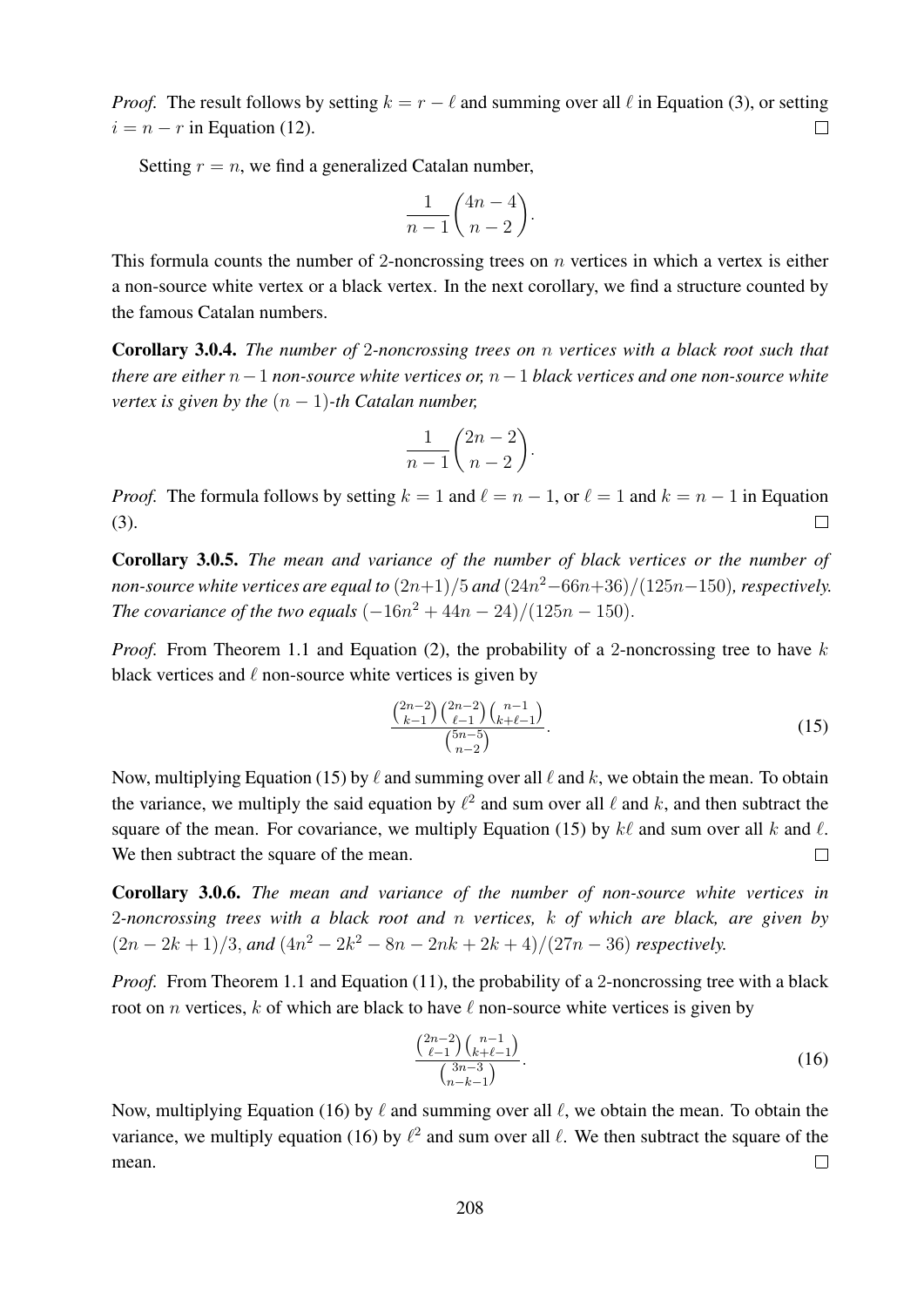*Proof.* The result follows by setting $k = r - \ell$ and summing over all $\ell$ in Equation (3), or setting $i = n - r$ in Equation (12). $\square$

Setting $r = n$, we find a generalized Catalan number,

$$\frac{1}{n-1}\binom{4n-4}{n-2}.$$

This formula counts the number of 2-noncrossing trees on $n$ vertices in which a vertex is either a non-source white vertex or a black vertex. In the next corollary, we find a structure counted by the famous Catalan numbers.

**Corollary 3.0.4.** *The number of* 2*-noncrossing trees on* $n$ *vertices with a black root such that there are either* $n-1$ *non-source white vertices or,* $n-1$ *black vertices and one non-source white vertex is given by the* $(n-1)$*-th Catalan number,*

$$\frac{1}{n-1}\binom{2n-2}{n-2}.$$

*Proof.* The formula follows by setting $k = 1$ and $\ell = n - 1$, or $\ell = 1$ and $k = n - 1$ in Equation (3). $\square$

**Corollary 3.0.5.** *The mean and variance of the number of black vertices or the number of non-source white vertices are equal to* $(2n+1)/5$ *and* $(24n^2-66n+36)/(125n-150)$*, respectively. The covariance of the two equals* $(-16n^2+44n-24)/(125n-150)$.

*Proof.* From Theorem 1.1 and Equation (2), the probability of a 2-noncrossing tree to have $k$ black vertices and $\ell$ non-source white vertices is given by

$$\frac{\binom{2n-2}{k-1}\binom{2n-2}{\ell-1}\binom{n-1}{k+\ell-1}}{\binom{5n-5}{n-2}}. \tag{15}$$

Now, multiplying Equation (15) by $\ell$ and summing over all $\ell$ and $k$, we obtain the mean. To obtain the variance, we multiply the said equation by $\ell^2$ and sum over all $\ell$ and $k$, and then subtract the square of the mean. For covariance, we multiply Equation (15) by $k\ell$ and sum over all $k$ and $\ell$. We then subtract the square of the mean. $\square$

**Corollary 3.0.6.** *The mean and variance of the number of non-source white vertices in* 2*-noncrossing trees with a black root and* $n$ *vertices,* $k$ *of which are black, are given by* $(2n-2k+1)/3$*, and* $(4n^2-2k^2-8n-2nk+2k+4)/(27n-36)$ *respectively.*

*Proof.* From Theorem 1.1 and Equation (11), the probability of a 2-noncrossing tree with a black root on $n$ vertices, $k$ of which are black to have $\ell$ non-source white vertices is given by

$$\frac{\binom{2n-2}{\ell-1}\binom{n-1}{k+\ell-1}}{\binom{3n-3}{n-k-1}}. \tag{16}$$

Now, multiplying Equation (16) by $\ell$ and summing over all $\ell$, we obtain the mean. To obtain the variance, we multiply equation (16) by $\ell^2$ and sum over all $\ell$. We then subtract the square of the mean. $\square$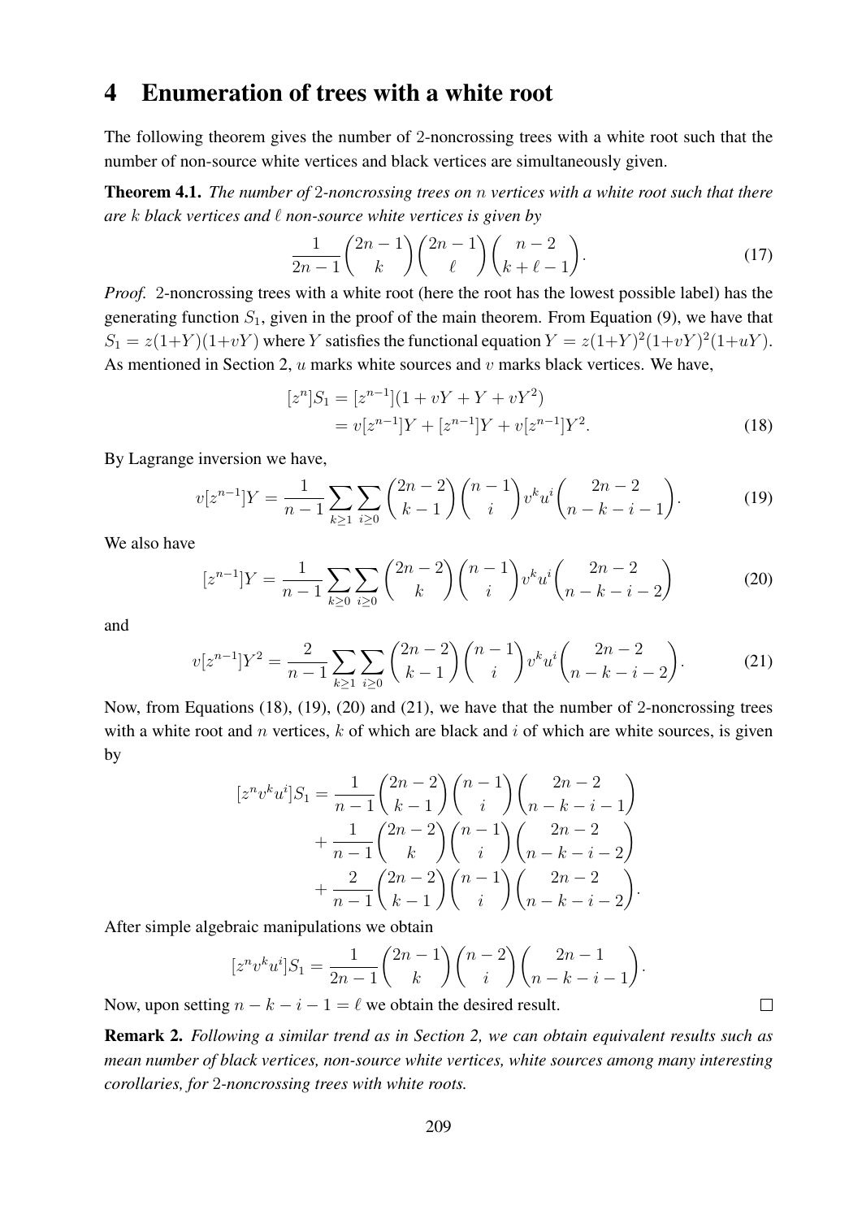## 4 Enumeration of trees with a white root

The following theorem gives the number of 2-noncrossing trees with a white root such that the number of non-source white vertices and black vertices are simultaneously given.

**Theorem 4.1.** *The number of 2-noncrossing trees on $n$ vertices with a white root such that there are $k$ black vertices and $\ell$ non-source white vertices is given by*

$$\frac{1}{2n-1}\binom{2n-1}{k}\binom{2n-1}{\ell}\binom{n-2}{k+\ell-1}. \tag{17}$$

*Proof.* 2-noncrossing trees with a white root (here the root has the lowest possible label) has the generating function $S_1$, given in the proof of the main theorem. From Equation (9), we have that $S_1 = z(1+Y)(1+vY)$ where $Y$ satisfies the functional equation $Y = z(1+Y)^2(1+vY)^2(1+uY)$. As mentioned in Section 2, $u$ marks white sources and $v$ marks black vertices. We have,

$$\begin{aligned}
[z^n]S_1 &= [z^{n-1}](1 + vY + Y + vY^2) \\
&= v[z^{n-1}]Y + [z^{n-1}]Y + v[z^{n-1}]Y^2.
\end{aligned} \tag{18}$$

By Lagrange inversion we have,

$$v[z^{n-1}]Y = \frac{1}{n-1}\sum_{k\geq 1}\sum_{i\geq 0}\binom{2n-2}{k-1}\binom{n-1}{i}v^k u^i\binom{2n-2}{n-k-i-1}. \tag{19}$$

We also have

$$[z^{n-1}]Y = \frac{1}{n-1}\sum_{k\geq 0}\sum_{i\geq 0}\binom{2n-2}{k}\binom{n-1}{i}v^k u^i\binom{2n-2}{n-k-i-2} \tag{20}$$

and

$$v[z^{n-1}]Y^2 = \frac{2}{n-1}\sum_{k\geq 1}\sum_{i\geq 0}\binom{2n-2}{k-1}\binom{n-1}{i}v^k u^i\binom{2n-2}{n-k-i-2}. \tag{21}$$

Now, from Equations (18), (19), (20) and (21), we have that the number of 2-noncrossing trees with a white root and $n$ vertices, $k$ of which are black and $i$ of which are white sources, is given by

$$\begin{aligned}
[z^n v^k u^i]S_1 = &\frac{1}{n-1}\binom{2n-2}{k-1}\binom{n-1}{i}\binom{2n-2}{n-k-i-1} \\
&+ \frac{1}{n-1}\binom{2n-2}{k}\binom{n-1}{i}\binom{2n-2}{n-k-i-2} \\
&+ \frac{2}{n-1}\binom{2n-2}{k-1}\binom{n-1}{i}\binom{2n-2}{n-k-i-2}.
\end{aligned}$$

After simple algebraic manipulations we obtain

$$[z^n v^k u^i]S_1 = \frac{1}{2n-1}\binom{2n-1}{k}\binom{n-2}{i}\binom{2n-1}{n-k-i-1}.$$

Now, upon setting $n-k-i-1 = \ell$ we obtain the desired result. $\square$

**Remark 2.** *Following a similar trend as in Section 2, we can obtain equivalent results such as mean number of black vertices, non-source white vertices, white sources among many interesting corollaries, for 2-noncrossing trees with white roots.*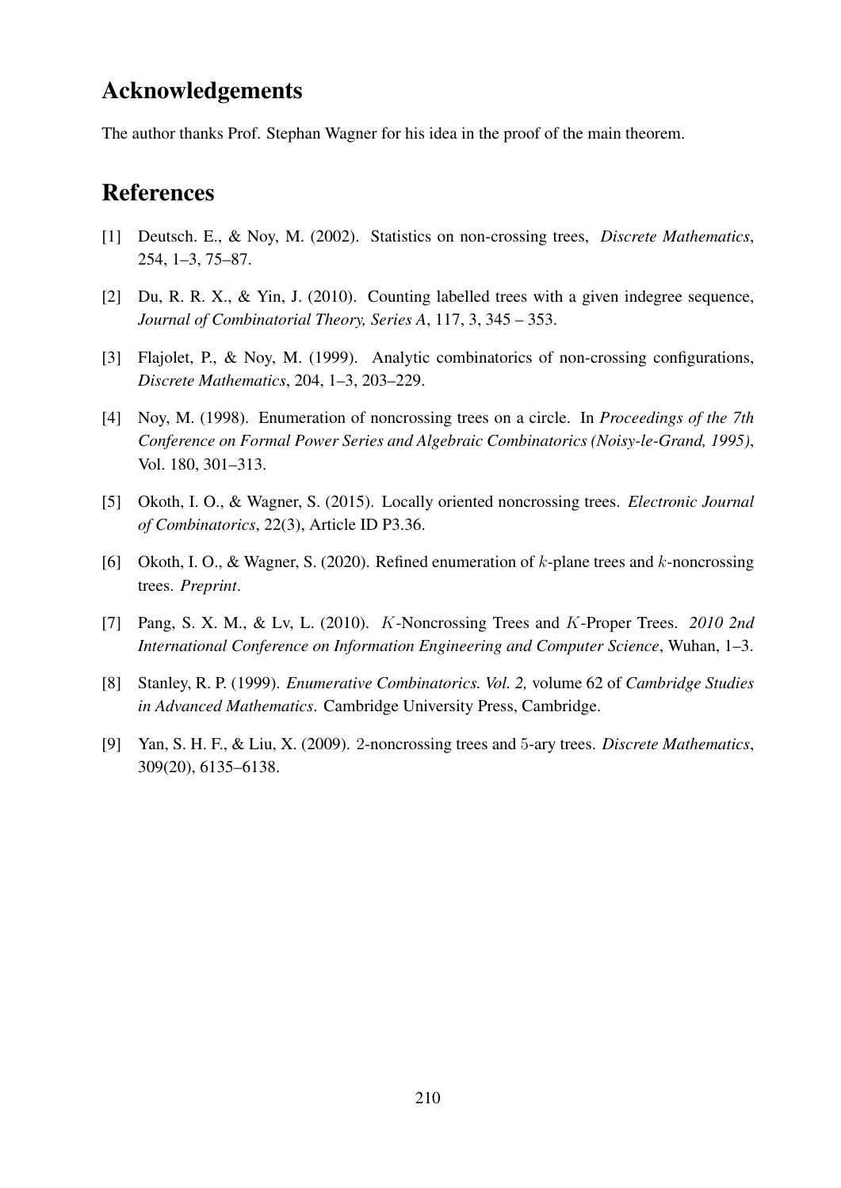## Acknowledgements

The author thanks Prof. Stephan Wagner for his idea in the proof of the main theorem.

## References

[1] Deutsch. E., & Noy, M. (2002). Statistics on non-crossing trees, *Discrete Mathematics*, 254, 1–3, 75–87.

[2] Du, R. R. X., & Yin, J. (2010). Counting labelled trees with a given indegree sequence, *Journal of Combinatorial Theory, Series A*, 117, 3, 345 – 353.

[3] Flajolet, P., & Noy, M. (1999). Analytic combinatorics of non-crossing configurations, *Discrete Mathematics*, 204, 1–3, 203–229.

[4] Noy, M. (1998). Enumeration of noncrossing trees on a circle. In *Proceedings of the 7th Conference on Formal Power Series and Algebraic Combinatorics (Noisy-le-Grand, 1995)*, Vol. 180, 301–313.

[5] Okoth, I. O., & Wagner, S. (2015). Locally oriented noncrossing trees. *Electronic Journal of Combinatorics*, 22(3), Article ID P3.36.

[6] Okoth, I. O., & Wagner, S. (2020). Refined enumeration of $k$-plane trees and $k$-noncrossing trees. *Preprint*.

[7] Pang, S. X. M., & Lv, L. (2010). $K$-Noncrossing Trees and $K$-Proper Trees. *2010 2nd International Conference on Information Engineering and Computer Science*, Wuhan, 1–3.

[8] Stanley, R. P. (1999). *Enumerative Combinatorics. Vol. 2,* volume 62 of *Cambridge Studies in Advanced Mathematics*. Cambridge University Press, Cambridge.

[9] Yan, S. H. F., & Liu, X. (2009). 2-noncrossing trees and 5-ary trees. *Discrete Mathematics*, 309(20), 6135–6138.